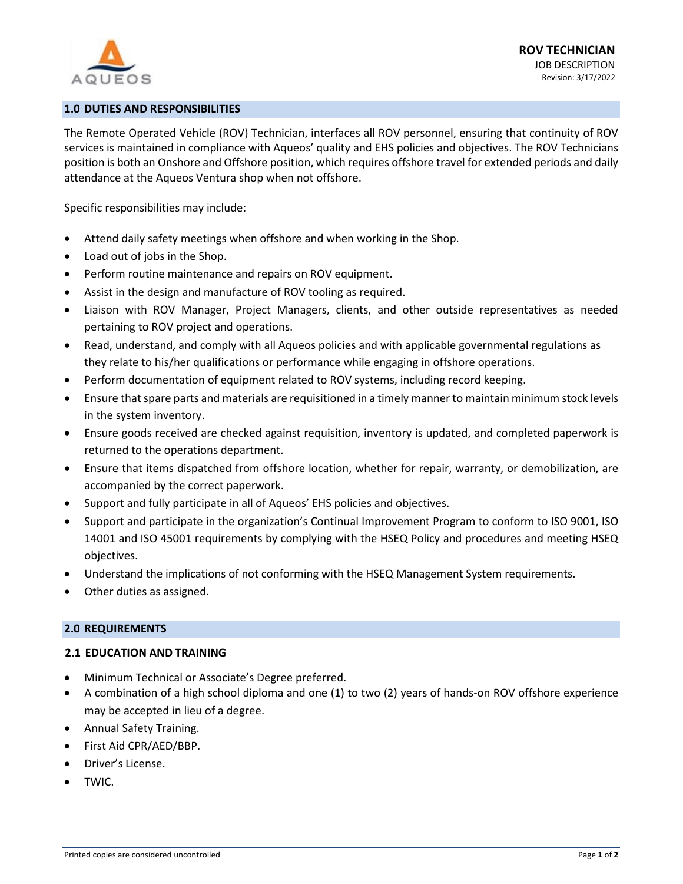**ROV TECHNICIAN**
JOB DESCRIPTION
Revision: 3/17/2022

## 1.0 DUTIES AND RESPONSIBILITIES

The Remote Operated Vehicle (ROV) Technician, interfaces all ROV personnel, ensuring that continuity of ROV services is maintained in compliance with Aqueos' quality and EHS policies and objectives. The ROV Technicians position is both an Onshore and Offshore position, which requires offshore travel for extended periods and daily attendance at the Aqueos Ventura shop when not offshore.

Specific responsibilities may include:

- Attend daily safety meetings when offshore and when working in the Shop.
- Load out of jobs in the Shop.
- Perform routine maintenance and repairs on ROV equipment.
- Assist in the design and manufacture of ROV tooling as required.
- Liaison with ROV Manager, Project Managers, clients, and other outside representatives as needed pertaining to ROV project and operations.
- Read, understand, and comply with all Aqueos policies and with applicable governmental regulations as they relate to his/her qualifications or performance while engaging in offshore operations.
- Perform documentation of equipment related to ROV systems, including record keeping.
- Ensure that spare parts and materials are requisitioned in a timely manner to maintain minimum stock levels in the system inventory.
- Ensure goods received are checked against requisition, inventory is updated, and completed paperwork is returned to the operations department.
- Ensure that items dispatched from offshore location, whether for repair, warranty, or demobilization, are accompanied by the correct paperwork.
- Support and fully participate in all of Aqueos' EHS policies and objectives.
- Support and participate in the organization's Continual Improvement Program to conform to ISO 9001, ISO 14001 and ISO 45001 requirements by complying with the HSEQ Policy and procedures and meeting HSEQ objectives.
- Understand the implications of not conforming with the HSEQ Management System requirements.
- Other duties as assigned.

## 2.0 REQUIREMENTS

### 2.1 EDUCATION AND TRAINING

- Minimum Technical or Associate's Degree preferred.
- A combination of a high school diploma and one (1) to two (2) years of hands-on ROV offshore experience may be accepted in lieu of a degree.
- Annual Safety Training.
- First Aid CPR/AED/BBP.
- Driver's License.
- TWIC.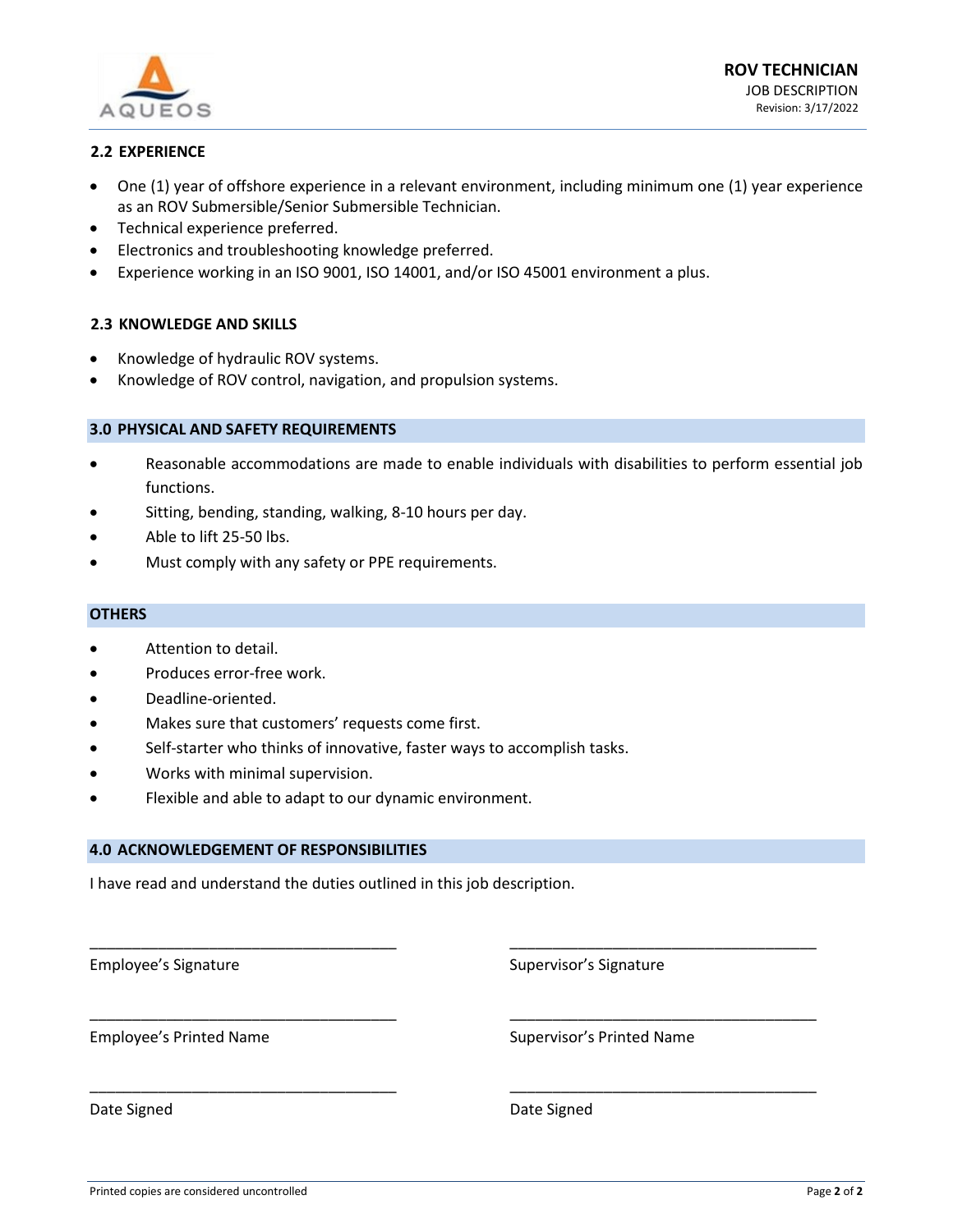### 2.2 EXPERIENCE

- One (1) year of offshore experience in a relevant environment, including minimum one (1) year experience as an ROV Submersible/Senior Submersible Technician.
- Technical experience preferred.
- Electronics and troubleshooting knowledge preferred.
- Experience working in an ISO 9001, ISO 14001, and/or ISO 45001 environment a plus.

### 2.3 KNOWLEDGE AND SKILLS

- Knowledge of hydraulic ROV systems.
- Knowledge of ROV control, navigation, and propulsion systems.

## 3.0 PHYSICAL AND SAFETY REQUIREMENTS

- Reasonable accommodations are made to enable individuals with disabilities to perform essential job functions.
- Sitting, bending, standing, walking, 8-10 hours per day.
- Able to lift 25-50 lbs.
- Must comply with any safety or PPE requirements.

## OTHERS

- Attention to detail.
- Produces error-free work.
- Deadline-oriented.
- Makes sure that customers' requests come first.
- Self-starter who thinks of innovative, faster ways to accomplish tasks.
- Works with minimal supervision.
- Flexible and able to adapt to our dynamic environment.

## 4.0 ACKNOWLEDGEMENT OF RESPONSIBILITIES

I have read and understand the duties outlined in this job description.

| | |
|---|---|
| ____________________________________ | ____________________________________ |
| Employee's Signature | Supervisor's Signature |
| ____________________________________ | ____________________________________ |
| Employee's Printed Name | Supervisor's Printed Name |
| ____________________________________ | ____________________________________ |
| Date Signed | Date Signed |

Printed copies are considered uncontrolled